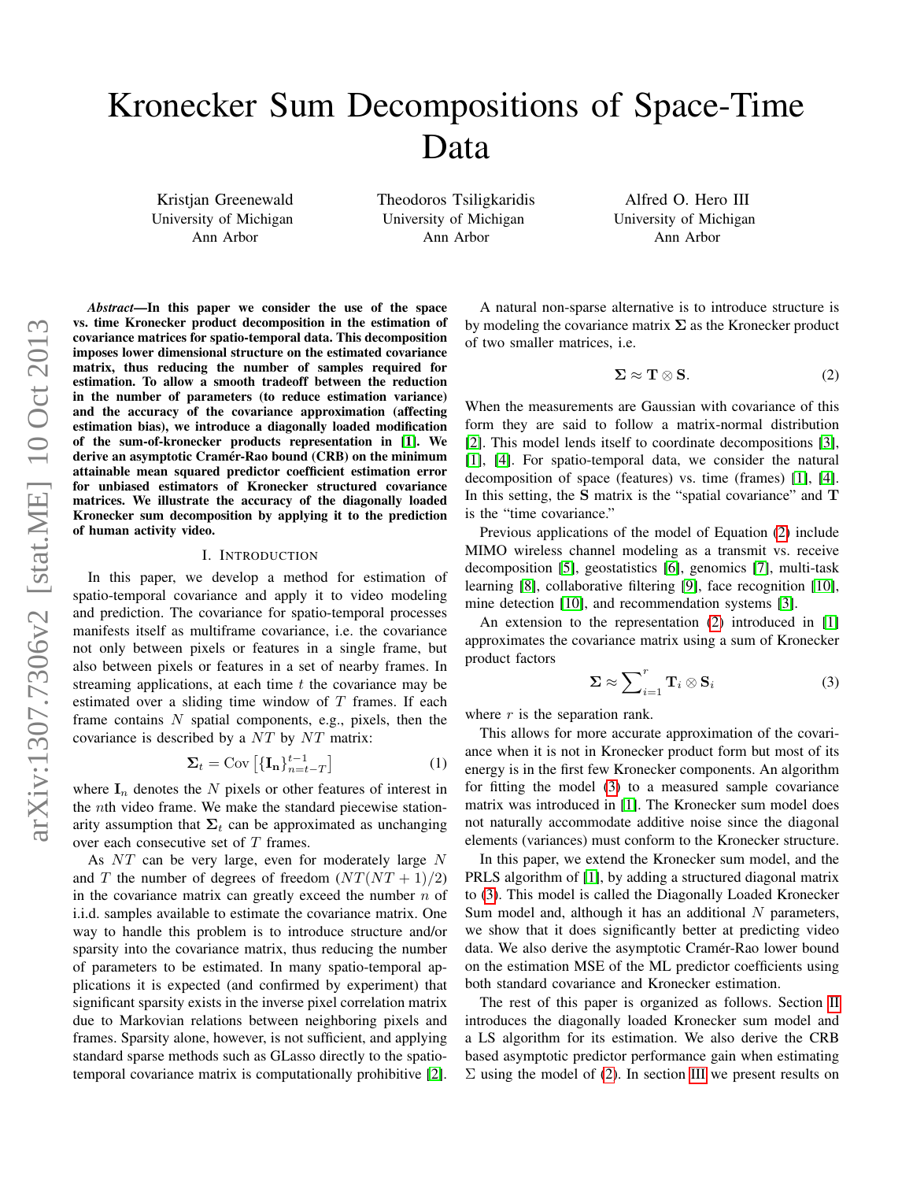# Kronecker Sum Decompositions of Space-Time Data

Kristjan Greenewald
University of Michigan
Ann Arbor

Theodoros Tsiligkaridis
University of Michigan
Ann Arbor

Alfred O. Hero III
University of Michigan
Ann Arbor

***Abstract*—In this paper we consider the use of the space vs. time Kronecker product decomposition in the estimation of covariance matrices for spatio-temporal data. This decomposition imposes lower dimensional structure on the estimated covariance matrix, thus reducing the number of samples required for estimation. To allow a smooth tradeoff between the reduction in the number of parameters (to reduce estimation variance) and the accuracy of the covariance approximation (affecting estimation bias), we introduce a diagonally loaded modification of the sum-of-kronecker products representation in [1]. We derive an asymptotic Cramér-Rao bound (CRB) on the minimum attainable mean squared predictor coefficient estimation error for unbiased estimators of Kronecker structured covariance matrices. We illustrate the accuracy of the diagonally loaded Kronecker sum decomposition by applying it to the prediction of human activity video.**

## I. Introduction

In this paper, we develop a method for estimation of spatio-temporal covariance and apply it to video modeling and prediction. The covariance for spatio-temporal processes manifests itself as multiframe covariance, i.e. the covariance not only between pixels or features in a single frame, but also between pixels or features in a set of nearby frames. In streaming applications, at each time $t$ the covariance may be estimated over a sliding time window of $T$ frames. If each frame contains $N$ spatial components, e.g., pixels, then the covariance is described by a $NT$ by $NT$ matrix:

$$\mathbf{\Sigma}_t = \mathrm{Cov}\left[\{\mathbf{I_n}\}_{n=t-T}^{t-1}\right] \tag{1}$$

where $\mathbf{I}_n$ denotes the $N$ pixels or other features of interest in the $n$th video frame. We make the standard piecewise stationarity assumption that $\mathbf{\Sigma}_t$ can be approximated as unchanging over each consecutive set of $T$ frames.

As $NT$ can be very large, even for moderately large $N$ and $T$ the number of degrees of freedom $(NT(NT+1)/2)$ in the covariance matrix can greatly exceed the number $n$ of i.i.d. samples available to estimate the covariance matrix. One way to handle this problem is to introduce structure and/or sparsity into the covariance matrix, thus reducing the number of parameters to be estimated. In many spatio-temporal applications it is expected (and confirmed by experiment) that significant sparsity exists in the inverse pixel correlation matrix due to Markovian relations between neighboring pixels and frames. Sparsity alone, however, is not sufficient, and applying standard sparse methods such as GLasso directly to the spatio-temporal covariance matrix is computationally prohibitive [2].

A natural non-sparse alternative is to introduce structure is by modeling the covariance matrix $\mathbf{\Sigma}$ as the Kronecker product of two smaller matrices, i.e.

$$\mathbf{\Sigma} \approx \mathbf{T} \otimes \mathbf{S}. \tag{2}$$

When the measurements are Gaussian with covariance of this form they are said to follow a matrix-normal distribution [2]. This model lends itself to coordinate decompositions [3], [1], [4]. For spatio-temporal data, we consider the natural decomposition of space (features) vs. time (frames) [1], [4]. In this setting, the $\mathbf{S}$ matrix is the "spatial covariance" and $\mathbf{T}$ is the "time covariance."

Previous applications of the model of Equation (2) include MIMO wireless channel modeling as a transmit vs. receive decomposition [5], geostatistics [6], genomics [7], multi-task learning [8], collaborative filtering [9], face recognition [10], mine detection [10], and recommendation systems [3].

An extension to the representation (2) introduced in [1] approximates the covariance matrix using a sum of Kronecker product factors

$$\mathbf{\Sigma} \approx \sum\nolimits_{i=1}^{r} \mathbf{T}_i \otimes \mathbf{S}_i \tag{3}$$

where $r$ is the separation rank.

This allows for more accurate approximation of the covariance when it is not in Kronecker product form but most of its energy is in the first few Kronecker components. An algorithm for fitting the model (3) to a measured sample covariance matrix was introduced in [1]. The Kronecker sum model does not naturally accommodate additive noise since the diagonal elements (variances) must conform to the Kronecker structure.

In this paper, we extend the Kronecker sum model, and the PRLS algorithm of [1], by adding a structured diagonal matrix to (3). This model is called the Diagonally Loaded Kronecker Sum model and, although it has an additional $N$ parameters, we show that it does significantly better at predicting video data. We also derive the asymptotic Cramér-Rao lower bound on the estimation MSE of the ML predictor coefficients using both standard covariance and Kronecker estimation.

The rest of this paper is organized as follows. Section II introduces the diagonally loaded Kronecker sum model and a LS algorithm for its estimation. We also derive the CRB based asymptotic predictor performance gain when estimating $\Sigma$ using the model of (2). In section III we present results on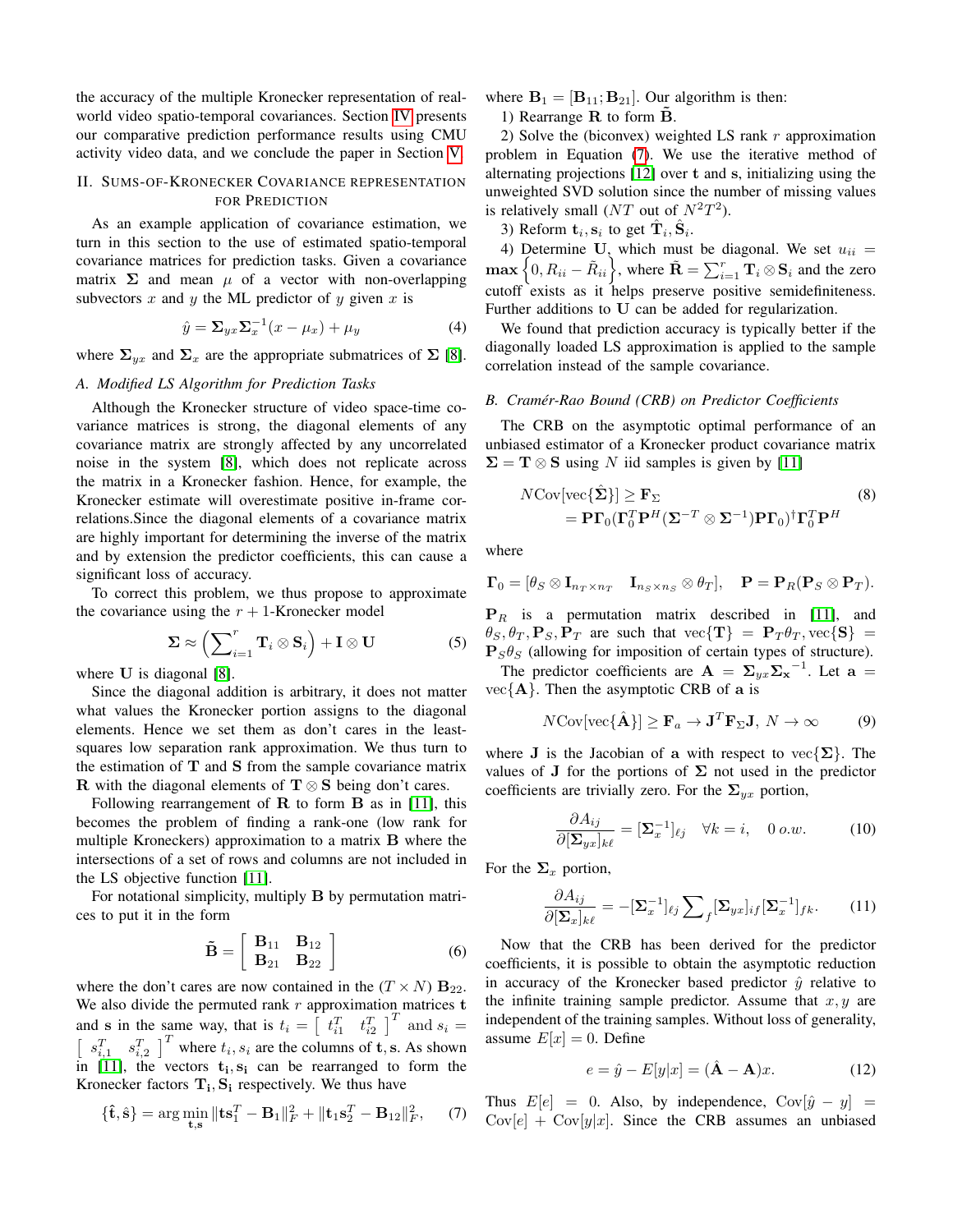the accuracy of the multiple Kronecker representation of real-world video spatio-temporal covariances. Section IV presents our comparative prediction performance results using CMU activity video data, and we conclude the paper in Section V.

## II. Sums-of-Kronecker Covariance Representation for Prediction

As an example application of covariance estimation, we turn in this section to the use of estimated spatio-temporal covariance matrices for prediction tasks. Given a covariance matrix $\mathbf{\Sigma}$ and mean $\mu$ of a vector with non-overlapping subvectors $x$ and $y$ the ML predictor of $y$ given $x$ is

$$\hat{y} = \mathbf{\Sigma}_{yx}\mathbf{\Sigma}_x^{-1}(x - \mu_x) + \mu_y \tag{4}$$

where $\mathbf{\Sigma}_{yx}$ and $\mathbf{\Sigma}_x$ are the appropriate submatrices of $\mathbf{\Sigma}$ [8].

### A. Modified LS Algorithm for Prediction Tasks

Although the Kronecker structure of video space-time covariance matrices is strong, the diagonal elements of any covariance matrix are strongly affected by any uncorrelated noise in the system [8], which does not replicate across the matrix in a Kronecker fashion. Hence, for example, the Kronecker estimate will overestimate positive in-frame correlations.Since the diagonal elements of a covariance matrix are highly important for determining the inverse of the matrix and by extension the predictor coefficients, this can cause a significant loss of accuracy.

To correct this problem, we thus propose to approximate the covariance using the $r+1$-Kronecker model

$$\mathbf{\Sigma} \approx \left(\sum_{i=1}^{r} \mathbf{T}_i \otimes \mathbf{S}_i\right) + \mathbf{I} \otimes \mathbf{U} \tag{5}$$

where $\mathbf{U}$ is diagonal [8].

Since the diagonal addition is arbitrary, it does not matter what values the Kronecker portion assigns to the diagonal elements. Hence we set them as don't cares in the least-squares low separation rank approximation. We thus turn to the estimation of $\mathbf{T}$ and $\mathbf{S}$ from the sample covariance matrix $\mathbf{R}$ with the diagonal elements of $\mathbf{T} \otimes \mathbf{S}$ being don't cares.

Following rearrangement of $\mathbf{R}$ to form $\mathbf{B}$ as in [11], this becomes the problem of finding a rank-one (low rank for multiple Kroneckers) approximation to a matrix $\mathbf{B}$ where the intersections of a set of rows and columns are not included in the LS objective function [11].

For notational simplicity, multiply $\mathbf{B}$ by permutation matrices to put it in the form

$$\tilde{\mathbf{B}} = \begin{bmatrix} \mathbf{B}_{11} & \mathbf{B}_{12} \\ \mathbf{B}_{21} & \mathbf{B}_{22} \end{bmatrix} \tag{6}$$

where the don't cares are now contained in the $(T \times N)$ $\mathbf{B}_{22}$. We also divide the permuted rank $r$ approximation matrices $\mathbf{t}$ and $\mathbf{s}$ in the same way, that is $t_i = \begin{bmatrix} t_{i1}^T & t_{i2}^T \end{bmatrix}^T$ and $s_i = \begin{bmatrix} s_{i,1}^T & s_{i,2}^T \end{bmatrix}^T$ where $t_i, s_i$ are the columns of $\mathbf{t}, \mathbf{s}$. As shown in [11], the vectors $\mathbf{t_i}, \mathbf{s_i}$ can be rearranged to form the Kronecker factors $\mathbf{T}_i, \mathbf{S}_i$ respectively. We thus have

$$\{\hat{\mathbf{t}}, \hat{\mathbf{s}}\} = \arg\min_{\mathbf{t},\mathbf{s}} \|\mathbf{t}\mathbf{s}_1^T - \mathbf{B}_1\|_F^2 + \|\mathbf{t}_1\mathbf{s}_2^T - \mathbf{B}_{12}\|_F^2, \tag{7}$$

where $\mathbf{B}_1 = [\mathbf{B}_{11}; \mathbf{B}_{21}]$. Our algorithm is then:

1) Rearrange $\mathbf{R}$ to form $\tilde{\mathbf{B}}$.
2) Solve the (biconvex) weighted LS rank $r$ approximation problem in Equation (7). We use the iterative method of alternating projections [12] over $\mathbf{t}$ and $\mathbf{s}$, initializing using the unweighted SVD solution since the number of missing values is relatively small ($NT$ out of $N^2T^2$).
3) Reform $\mathbf{t}_i, \mathbf{s}_i$ to get $\hat{\mathbf{T}}_i, \hat{\mathbf{S}}_i$.
4) Determine $\mathbf{U}$, which must be diagonal. We set $u_{ii} = \mathbf{max}\left\{0, R_{ii} - \tilde{R}_{ii}\right\}$, where $\tilde{\mathbf{R}} = \sum_{i=1}^{r} \mathbf{T}_i \otimes \mathbf{S}_i$ and the zero cutoff exists as it helps preserve positive semidefiniteness. Further additions to $\mathbf{U}$ can be added for regularization.

We found that prediction accuracy is typically better if the diagonally loaded LS approximation is applied to the sample correlation instead of the sample covariance.

### B. Cramér-Rao Bound (CRB) on Predictor Coefficients

The CRB on the asymptotic optimal performance of an unbiased estimator of a Kronecker product covariance matrix $\mathbf{\Sigma} = \mathbf{T} \otimes \mathbf{S}$ using $N$ iid samples is given by [11]

$$\begin{aligned} N\mathrm{Cov}[\mathrm{vec}\{\hat{\mathbf{\Sigma}}\}] &\geq \mathbf{F}_\Sigma \\ &= \mathbf{P}\mathbf{\Gamma}_0(\mathbf{\Gamma}_0^T\mathbf{P}^H(\mathbf{\Sigma}^{-T} \otimes \mathbf{\Sigma}^{-1})\mathbf{P}\mathbf{\Gamma}_0)^\dagger\mathbf{\Gamma}_0^T\mathbf{P}^H \end{aligned} \tag{8}$$

where

$$\mathbf{\Gamma}_0 = [\theta_S \otimes \mathbf{I}_{n_T \times n_T} \quad \mathbf{I}_{n_S \times n_S} \otimes \theta_T], \quad \mathbf{P} = \mathbf{P}_R(\mathbf{P}_S \otimes \mathbf{P}_T).$$

$\mathbf{P}_R$ is a permutation matrix described in [11], and $\theta_S, \theta_T, \mathbf{P}_S, \mathbf{P}_T$ are such that $\mathrm{vec}\{\mathbf{T}\} = \mathbf{P}_T\theta_T, \mathrm{vec}\{\mathbf{S}\} = \mathbf{P}_S\theta_S$ (allowing for imposition of certain types of structure).

The predictor coefficients are $\mathbf{A} = \mathbf{\Sigma}_{yx}\mathbf{\Sigma_x}^{-1}$. Let $\mathbf{a} = \mathrm{vec}\{\mathbf{A}\}$. Then the asymptotic CRB of $\mathbf{a}$ is

$$N\mathrm{Cov}[\mathrm{vec}\{\hat{\mathbf{A}}\}] \geq \mathbf{F}_a \to \mathbf{J}^T\mathbf{F}_\Sigma\mathbf{J},\ N \to \infty \tag{9}$$

where $\mathbf{J}$ is the Jacobian of $\mathbf{a}$ with respect to $\mathrm{vec}\{\mathbf{\Sigma}\}$. The values of $\mathbf{J}$ for the portions of $\mathbf{\Sigma}$ not used in the predictor coefficients are trivially zero. For the $\mathbf{\Sigma}_{yx}$ portion,

$$\frac{\partial A_{ij}}{\partial[\mathbf{\Sigma}_{yx}]_{k\ell}} = [\mathbf{\Sigma}_x^{-1}]_{\ell j} \quad \forall k = i, \quad 0\ o.w. \tag{10}$$

For the $\mathbf{\Sigma}_x$ portion,

$$\frac{\partial A_{ij}}{\partial[\mathbf{\Sigma}_x]_{k\ell}} = -[\mathbf{\Sigma}_x^{-1}]_{\ell j}\sum_f [\mathbf{\Sigma}_{yx}]_{if}[\mathbf{\Sigma}_x^{-1}]_{fk}. \tag{11}$$

Now that the CRB has been derived for the predictor coefficients, it is possible to obtain the asymptotic reduction in accuracy of the Kronecker based predictor $\hat{y}$ relative to the infinite training sample predictor. Assume that $x, y$ are independent of the training samples. Without loss of generality, assume $E[x] = 0$. Define

$$e = \hat{y} - E[y|x] = (\hat{\mathbf{A}} - \mathbf{A})x. \tag{12}$$

Thus $E[e] = 0$. Also, by independence, $\mathrm{Cov}[\hat{y} - y] = \mathrm{Cov}[e] + \mathrm{Cov}[y|x]$. Since the CRB assumes an unbiased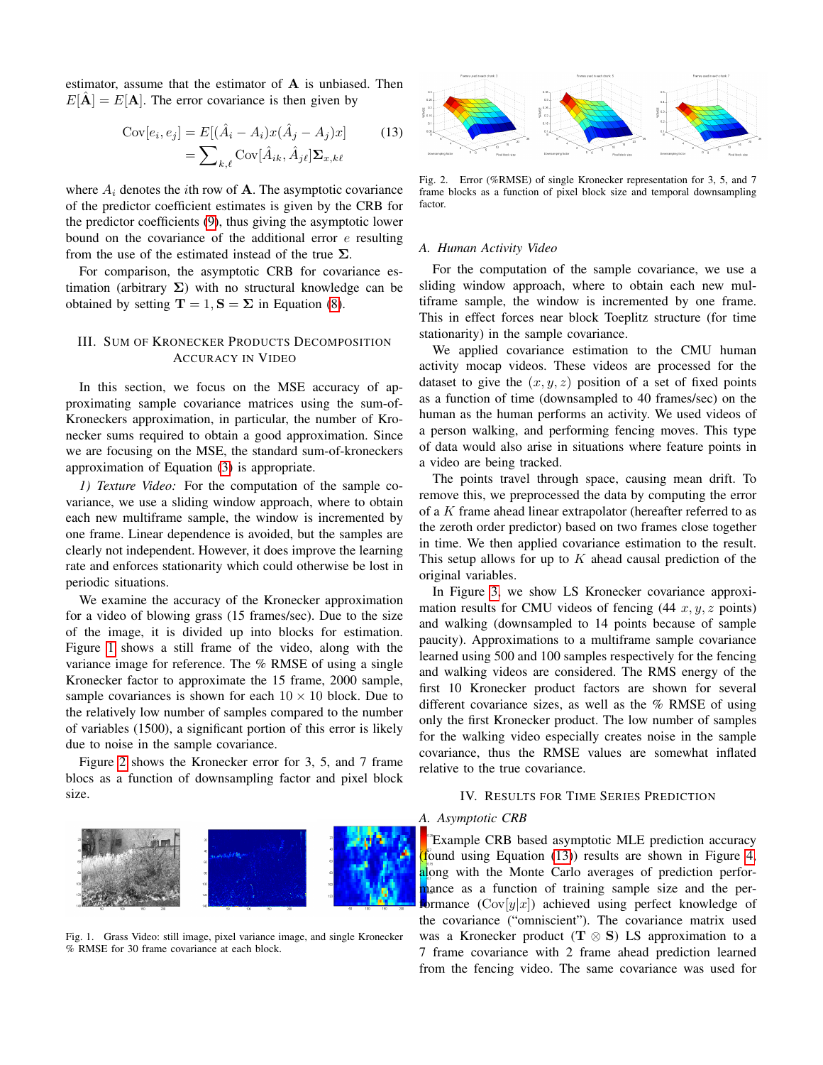estimator, assume that the estimator of $\mathbf{A}$ is unbiased. Then $E[\hat{\mathbf{A}}] = E[\mathbf{A}]$. The error covariance is then given by

$$\begin{aligned}\mathrm{Cov}[e_i, e_j] &= E[(\hat{A}_i - A_i)x(\hat{A}_j - A_j)x] \\ &= \sum_{k,\ell} \mathrm{Cov}[\hat{A}_{ik}, \hat{A}_{j\ell}]\mathbf{\Sigma}_{x,k\ell}\end{aligned} \tag{13}$$

where $A_i$ denotes the $i$th row of $\mathbf{A}$. The asymptotic covariance of the predictor coefficient estimates is given by the CRB for the predictor coefficients (9), thus giving the asymptotic lower bound on the covariance of the additional error $e$ resulting from the use of the estimated instead of the true $\mathbf{\Sigma}$.

For comparison, the asymptotic CRB for covariance estimation (arbitrary $\mathbf{\Sigma}$) with no structural knowledge can be obtained by setting $\mathbf{T} = 1, \mathbf{S} = \mathbf{\Sigma}$ in Equation (8).

## III. Sum of Kronecker Products Decomposition Accuracy in Video

In this section, we focus on the MSE accuracy of approximating sample covariance matrices using the sum-of-Kroneckers approximation, in particular, the number of Kronecker sums required to obtain a good approximation. Since we are focusing on the MSE, the standard sum-of-kroneckers approximation of Equation (3) is appropriate.

*1) Texture Video:* For the computation of the sample covariance, we use a sliding window approach, where to obtain each new multiframe sample, the window is incremented by one frame. Linear dependence is avoided, but the samples are clearly not independent. However, it does improve the learning rate and enforces stationarity which could otherwise be lost in periodic situations.

We examine the accuracy of the Kronecker approximation for a video of blowing grass (15 frames/sec). Due to the size of the image, it is divided up into blocks for estimation. Figure 1 shows a still frame of the video, along with the variance image for reference. The % RMSE of using a single Kronecker factor to approximate the 15 frame, 2000 sample, sample covariances is shown for each $10 \times 10$ block. Due to the relatively low number of samples compared to the number of variables (1500), a significant portion of this error is likely due to noise in the sample covariance.

Figure 2 shows the Kronecker error for 3, 5, and 7 frame blocs as a function of downsampling factor and pixel block size.

Fig. 1. Grass Video: still image, pixel variance image, and single Kronecker % RMSE for 30 frame covariance at each block.

Fig. 2. Error (%RMSE) of single Kronecker representation for 3, 5, and 7 frame blocks as a function of pixel block size and temporal downsampling factor.

### A. Human Activity Video

For the computation of the sample covariance, we use a sliding window approach, where to obtain each new multiframe sample, the window is incremented by one frame. This in effect forces near block Toeplitz structure (for time stationarity) in the sample covariance.

We applied covariance estimation to the CMU human activity mocap videos. These videos are processed for the dataset to give the $(x, y, z)$ position of a set of fixed points as a function of time (downsampled to 40 frames/sec) on the human as the human performs an activity. We used videos of a person walking, and performing fencing moves. This type of data would also arise in situations where feature points in a video are being tracked.

The points travel through space, causing mean drift. To remove this, we preprocessed the data by computing the error of a $K$ frame ahead linear extrapolator (hereafter referred to as the zeroth order predictor) based on two frames close together in time. We then applied covariance estimation to the result. This setup allows for up to $K$ ahead causal prediction of the original variables.

In Figure 3, we show LS Kronecker covariance approximation results for CMU videos of fencing (44 $x, y, z$ points) and walking (downsampled to 14 points because of sample paucity). Approximations to a multiframe sample covariance learned using 500 and 100 samples respectively for the fencing and walking videos are considered. The RMS energy of the first 10 Kronecker product factors are shown for several different covariance sizes, as well as the % RMSE of using only the first Kronecker product. The low number of samples for the walking video especially creates noise in the sample covariance, thus the RMSE values are somewhat inflated relative to the true covariance.

## IV. Results for Time Series Prediction

### A. Asymptotic CRB

Example CRB based asymptotic MLE prediction accuracy (found using Equation (13)) results are shown in Figure 4, along with the Monte Carlo averages of prediction performance as a function of training sample size and the performance ($\mathrm{Cov}[y|x]$) achieved using perfect knowledge of the covariance ("omniscient"). The covariance matrix used was a Kronecker product ($\mathbf{T} \otimes \mathbf{S}$) LS approximation to a 7 frame covariance with 2 frame ahead prediction learned from the fencing video. The same covariance was used for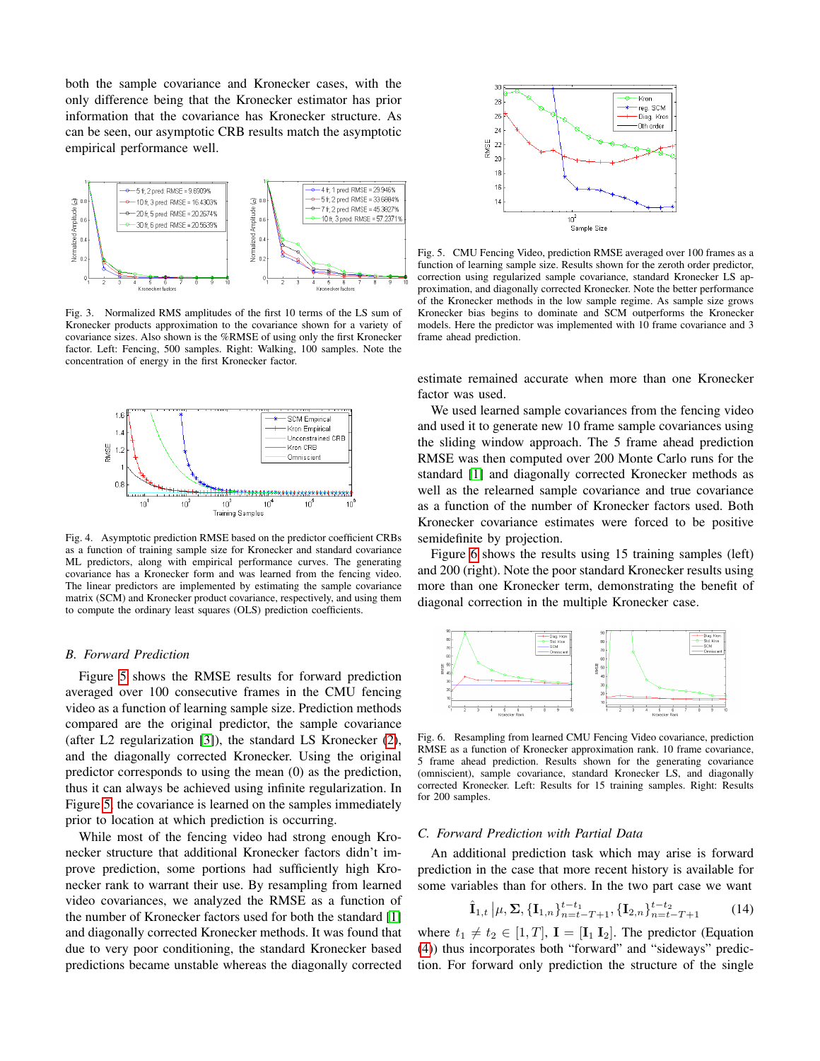both the sample covariance and Kronecker cases, with the only difference being that the Kronecker estimator has prior information that the covariance has Kronecker structure. As can be seen, our asymptotic CRB results match the asymptotic empirical performance well.

Fig. 3. Normalized RMS amplitudes of the first 10 terms of the LS sum of Kronecker products approximation to the covariance shown for a variety of covariance sizes. Also shown is the %RMSE of using only the first Kronecker factor. Left: Fencing, 500 samples. Right: Walking, 100 samples. Note the concentration of energy in the first Kronecker factor.

Fig. 4. Asymptotic prediction RMSE based on the predictor coefficient CRBs as a function of training sample size for Kronecker and standard covariance ML predictors, along with empirical performance curves. The generating covariance has a Kronecker form and was learned from the fencing video. The linear predictors are implemented by estimating the sample covariance matrix (SCM) and Kronecker product covariance, respectively, and using them to compute the ordinary least squares (OLS) prediction coefficients.

### B. Forward Prediction

Figure 5 shows the RMSE results for forward prediction averaged over 100 consecutive frames in the CMU fencing video as a function of learning sample size. Prediction methods compared are the original predictor, the sample covariance (after L2 regularization [3]), the standard LS Kronecker (2), and the diagonally corrected Kronecker. Using the original predictor corresponds to using the mean (0) as the prediction, thus it can always be achieved using infinite regularization. In Figure 5, the covariance is learned on the samples immediately prior to location at which prediction is occurring.

While most of the fencing video had strong enough Kronecker structure that additional Kronecker factors didn't improve prediction, some portions had sufficiently high Kronecker rank to warrant their use. By resampling from learned video covariances, we analyzed the RMSE as a function of the number of Kronecker factors used for both the standard [1] and diagonally corrected Kronecker methods. It was found that due to very poor conditioning, the standard Kronecker based predictions became unstable whereas the diagonally corrected estimate remained accurate when more than one Kronecker factor was used.

Fig. 5. CMU Fencing Video, prediction RMSE averaged over 100 frames as a function of learning sample size. Results shown for the zeroth order predictor, correction using regularized sample covariance, standard Kronecker LS approximation, and diagonally corrected Kronecker. Note the better performance of the Kronecker methods in the low sample regime. As sample size grows Kronecker bias begins to dominate and SCM outperforms the Kronecker models. Here the predictor was implemented with 10 frame covariance and 3 frame ahead prediction.

We used learned sample covariances from the fencing video and used it to generate new 10 frame sample covariances using the sliding window approach. The 5 frame ahead prediction RMSE was then computed over 200 Monte Carlo runs for the standard [1] and diagonally corrected Kronecker methods as well as the relearned sample covariance and true covariance as a function of the number of Kronecker factors used. Both Kronecker covariance estimates were forced to be positive semidefinite by projection.

Figure 6 shows the results using 15 training samples (left) and 200 (right). Note the poor standard Kronecker results using more than one Kronecker term, demonstrating the benefit of diagonal correction in the multiple Kronecker case.

Fig. 6. Resampling from learned CMU Fencing Video covariance, prediction RMSE as a function of Kronecker approximation rank. 10 frame covariance, 5 frame ahead prediction. Results shown for the generating covariance (omniscient), sample covariance, standard Kronecker LS, and diagonally corrected Kronecker. Left: Results for 15 training samples. Right: Results for 200 samples.

### C. Forward Prediction with Partial Data

An additional prediction task which may arise is forward prediction in the case that more recent history is available for some variables than for others. In the two part case we want

$$\hat{\mathbf{I}}_{1,t} | \mu, \mathbf{\Sigma}, \{\mathbf{I}_{1,n}\}_{n=t-T+1}^{t-t_1}, \{\mathbf{I}_{2,n}\}_{n=t-T+1}^{t-t_2} \qquad (14)$$

where $t_1 \neq t_2 \in [1, T]$, $\mathbf{I} = [\mathbf{I}_1 \ \mathbf{I}_2]$. The predictor (Equation (4)) thus incorporates both "forward" and "sideways" prediction. For forward only prediction the structure of the single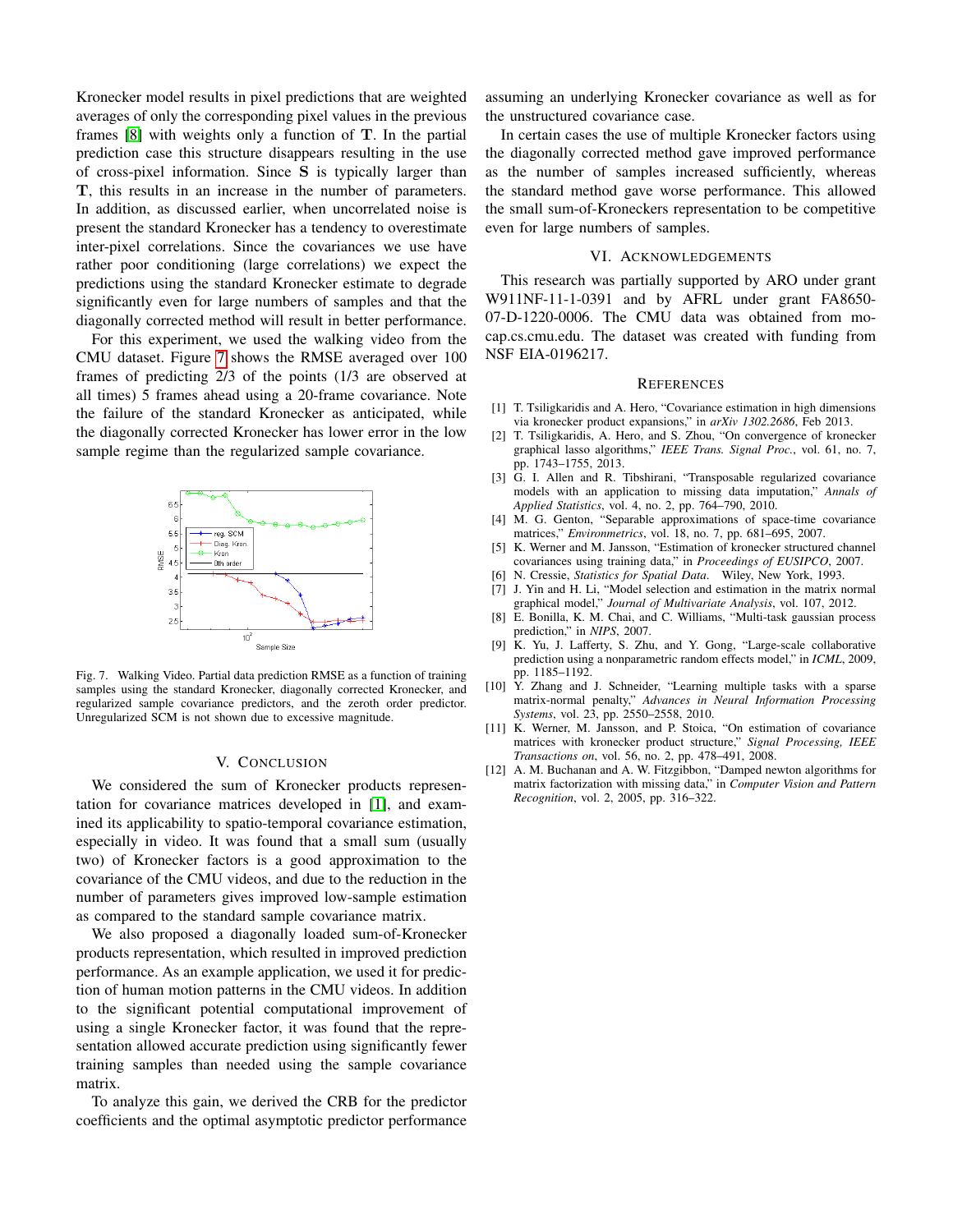Kronecker model results in pixel predictions that are weighted averages of only the corresponding pixel values in the previous frames [8] with weights only a function of $\mathbf{T}$. In the partial prediction case this structure disappears resulting in the use of cross-pixel information. Since $\mathbf{S}$ is typically larger than $\mathbf{T}$, this results in an increase in the number of parameters. In addition, as discussed earlier, when uncorrelated noise is present the standard Kronecker has a tendency to overestimate inter-pixel correlations. Since the covariances we use have rather poor conditioning (large correlations) we expect the predictions using the standard Kronecker estimate to degrade significantly even for large numbers of samples and that the diagonally corrected method will result in better performance.

For this experiment, we used the walking video from the CMU dataset. Figure 7 shows the RMSE averaged over 100 frames of predicting 2/3 of the points (1/3 are observed at all times) 5 frames ahead using a 20-frame covariance. Note the failure of the standard Kronecker as anticipated, while the diagonally corrected Kronecker has lower error in the low sample regime than the regularized sample covariance.

6.5
6
5.5
5
4.5
4
3.5
3
2.5
RMSE
reg. SCM
Diag. Kron.
Kron
0th order
$10^2$
Sample Size

Fig. 7. Walking Video. Partial data prediction RMSE as a function of training samples using the standard Kronecker, diagonally corrected Kronecker, and regularized sample covariance predictors, and the zeroth order predictor. Unregularized SCM is not shown due to excessive magnitude.

## V. Conclusion

We considered the sum of Kronecker products representation for covariance matrices developed in [1], and examined its applicability to spatio-temporal covariance estimation, especially in video. It was found that a small sum (usually two) of Kronecker factors is a good approximation to the covariance of the CMU videos, and due to the reduction in the number of parameters gives improved low-sample estimation as compared to the standard sample covariance matrix.

We also proposed a diagonally loaded sum-of-Kronecker products representation, which resulted in improved prediction performance. As an example application, we used it for prediction of human motion patterns in the CMU videos. In addition to the significant potential computational improvement of using a single Kronecker factor, it was found that the representation allowed accurate prediction using significantly fewer training samples than needed using the sample covariance matrix.

To analyze this gain, we derived the CRB for the predictor coefficients and the optimal asymptotic predictor performance assuming an underlying Kronecker covariance as well as for the unstructured covariance case.

In certain cases the use of multiple Kronecker factors using the diagonally corrected method gave improved performance as the number of samples increased sufficiently, whereas the standard method gave worse performance. This allowed the small sum-of-Kroneckers representation to be competitive even for large numbers of samples.

## VI. Acknowledgements

This research was partially supported by ARO under grant W911NF-11-1-0391 and by AFRL under grant FA8650-07-D-1220-0006. The CMU data was obtained from mocap.cs.cmu.edu. The dataset was created with funding from NSF EIA-0196217.

## References

[1] T. Tsiligkaridis and A. Hero, "Covariance estimation in high dimensions via kronecker product expansions," in *arXiv 1302.2686*, Feb 2013.

[2] T. Tsiligkaridis, A. Hero, and S. Zhou, "On convergence of kronecker graphical lasso algorithms," *IEEE Trans. Signal Proc.*, vol. 61, no. 7, pp. 1743–1755, 2013.

[3] G. I. Allen and R. Tibshirani, "Transposable regularized covariance models with an application to missing data imputation," *Annals of Applied Statistics*, vol. 4, no. 2, pp. 764–790, 2010.

[4] M. G. Genton, "Separable approximations of space-time covariance matrices," *Environmetrics*, vol. 18, no. 7, pp. 681–695, 2007.

[5] K. Werner and M. Jansson, "Estimation of kronecker structured channel covariances using training data," in *Proceedings of EUSIPCO*, 2007.

[6] N. Cressie, *Statistics for Spatial Data*. Wiley, New York, 1993.

[7] J. Yin and H. Li, "Model selection and estimation in the matrix normal graphical model," *Journal of Multivariate Analysis*, vol. 107, 2012.

[8] E. Bonilla, K. M. Chai, and C. Williams, "Multi-task gaussian process prediction," in *NIPS*, 2007.

[9] K. Yu, J. Lafferty, S. Zhu, and Y. Gong, "Large-scale collaborative prediction using a nonparametric random effects model," in *ICML*, 2009, pp. 1185–1192.

[10] Y. Zhang and J. Schneider, "Learning multiple tasks with a sparse matrix-normal penalty," *Advances in Neural Information Processing Systems*, vol. 23, pp. 2550–2558, 2010.

[11] K. Werner, M. Jansson, and P. Stoica, "On estimation of covariance matrices with kronecker product structure," *Signal Processing, IEEE Transactions on*, vol. 56, no. 2, pp. 478–491, 2008.

[12] A. M. Buchanan and A. W. Fitzgibbon, "Damped newton algorithms for matrix factorization with missing data," in *Computer Vision and Pattern Recognition*, vol. 2, 2005, pp. 316–322.